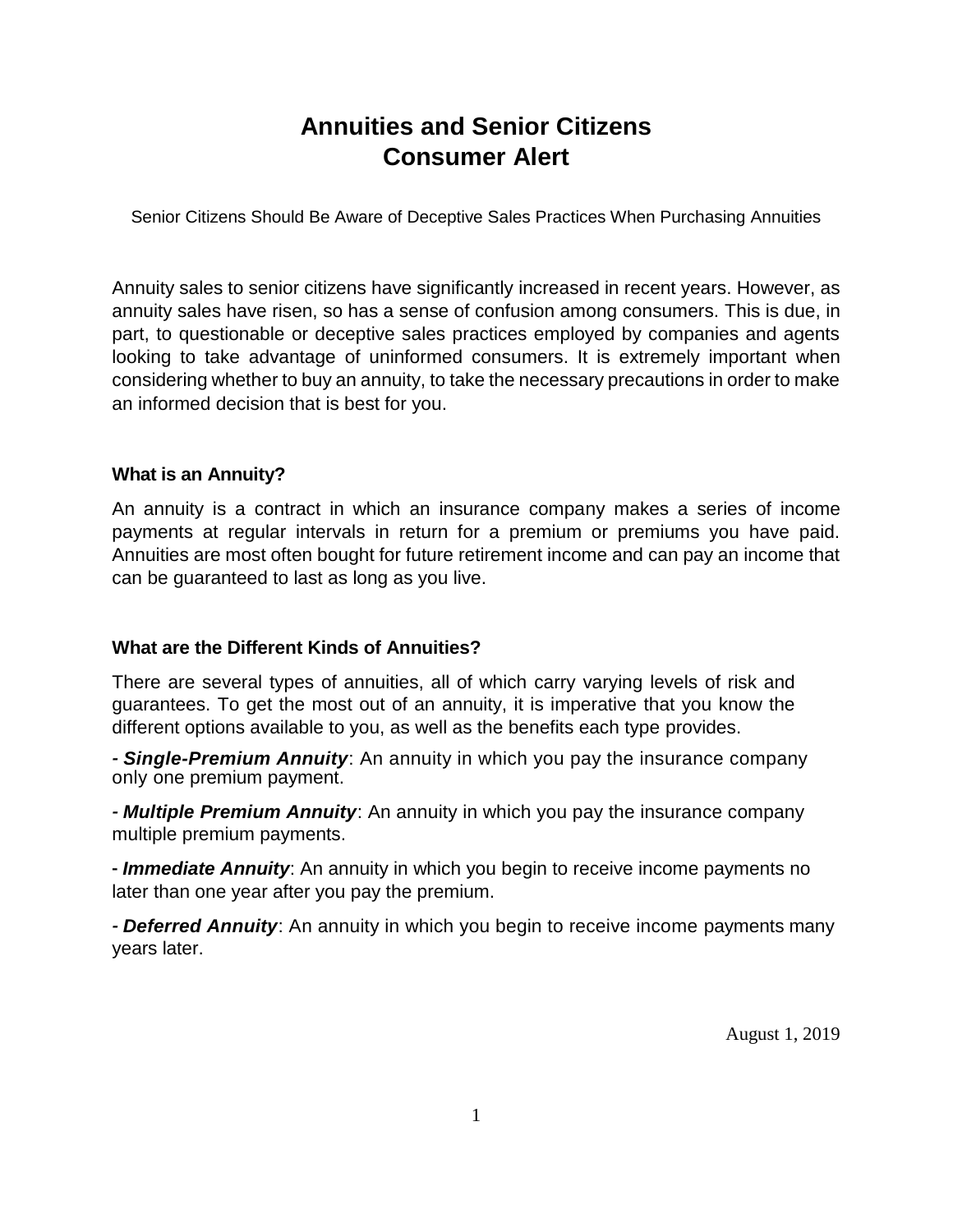# Annuities and Senior Citizens Consumer Alert

Senior Citizens Should Be Aware of Deceptive Sales Practices When Purchasing Annuities

Annuity sales to senior citizens have significantly increased in recent years. However, as annuity sales have risen, so has a sense of confusion among consumers. This is due, in part, to questionable or deceptive sales practices employed by companies and agents looking to take advantage of uninformed consumers. It is extremely important when considering whether to buy an annuity, to take the necessary precautions in order to make an informed decision that is best for you.

### What is an Annuity?

An annuity is a contract in which an insurance company makes a series of income payments at regular intervals in return for a premium or premiums you have paid. Annuities are most often bought for future retirement income and can pay an income that can be guaranteed to last as long as you live.

### What are the Different Kinds of Annuities?

There are several types of annuities, all of which carry varying levels of risk and guarantees. To get the most out of an annuity, it is imperative that you know the different options available to you, as well as the benefits each type provides.

- ***Single-Premium Annuity***: An annuity in which you pay the insurance company only one premium payment.

- ***Multiple Premium Annuity***: An annuity in which you pay the insurance company multiple premium payments.

- ***Immediate Annuity***: An annuity in which you begin to receive income payments no later than one year after you pay the premium.

- ***Deferred Annuity***: An annuity in which you begin to receive income payments many years later.

August 1, 2019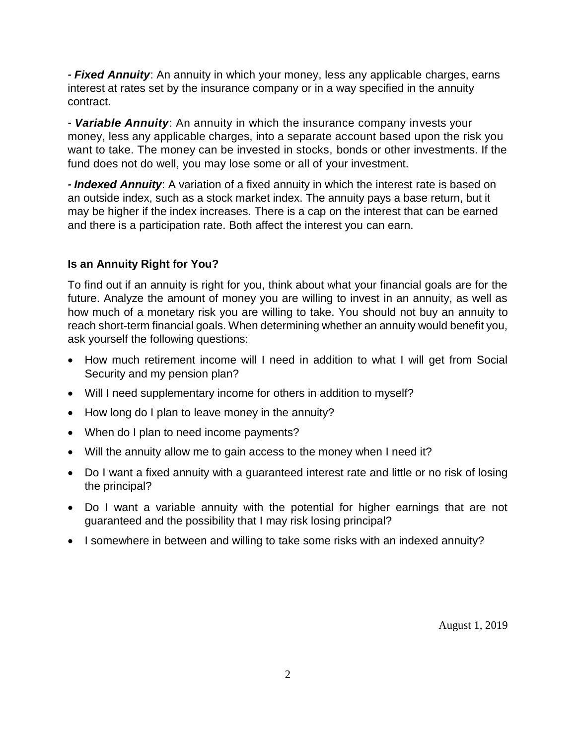- ***Fixed Annuity***: An annuity in which your money, less any applicable charges, earns interest at rates set by the insurance company or in a way specified in the annuity contract.

- ***Variable Annuity***: An annuity in which the insurance company invests your money, less any applicable charges, into a separate account based upon the risk you want to take. The money can be invested in stocks, bonds or other investments. If the fund does not do well, you may lose some or all of your investment.

- ***Indexed Annuity***: A variation of a fixed annuity in which the interest rate is based on an outside index, such as a stock market index. The annuity pays a base return, but it may be higher if the index increases. There is a cap on the interest that can be earned and there is a participation rate. Both affect the interest you can earn.

**Is an Annuity Right for You?**

To find out if an annuity is right for you, think about what your financial goals are for the future. Analyze the amount of money you are willing to invest in an annuity, as well as how much of a monetary risk you are willing to take. You should not buy an annuity to reach short-term financial goals. When determining whether an annuity would benefit you, ask yourself the following questions:

- How much retirement income will I need in addition to what I will get from Social Security and my pension plan?
- Will I need supplementary income for others in addition to myself?
- How long do I plan to leave money in the annuity?
- When do I plan to need income payments?
- Will the annuity allow me to gain access to the money when I need it?
- Do I want a fixed annuity with a guaranteed interest rate and little or no risk of losing the principal?
- Do I want a variable annuity with the potential for higher earnings that are not guaranteed and the possibility that I may risk losing principal?
- I somewhere in between and willing to take some risks with an indexed annuity?

August 1, 2019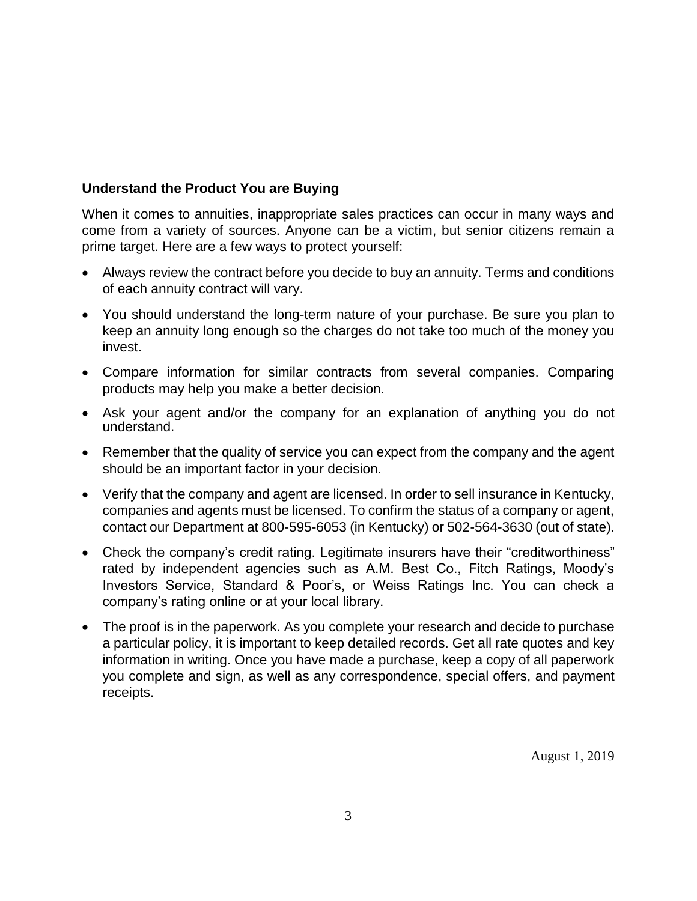**Understand the Product You are Buying**

When it comes to annuities, inappropriate sales practices can occur in many ways and come from a variety of sources. Anyone can be a victim, but senior citizens remain a prime target. Here are a few ways to protect yourself:

- Always review the contract before you decide to buy an annuity. Terms and conditions of each annuity contract will vary.
- You should understand the long-term nature of your purchase. Be sure you plan to keep an annuity long enough so the charges do not take too much of the money you invest.
- Compare information for similar contracts from several companies. Comparing products may help you make a better decision.
- Ask your agent and/or the company for an explanation of anything you do not understand.
- Remember that the quality of service you can expect from the company and the agent should be an important factor in your decision.
- Verify that the company and agent are licensed. In order to sell insurance in Kentucky, companies and agents must be licensed. To confirm the status of a company or agent, contact our Department at 800-595-6053 (in Kentucky) or 502-564-3630 (out of state).
- Check the company's credit rating. Legitimate insurers have their "creditworthiness" rated by independent agencies such as A.M. Best Co., Fitch Ratings, Moody's Investors Service, Standard & Poor's, or Weiss Ratings Inc. You can check a company's rating online or at your local library.
- The proof is in the paperwork. As you complete your research and decide to purchase a particular policy, it is important to keep detailed records. Get all rate quotes and key information in writing. Once you have made a purchase, keep a copy of all paperwork you complete and sign, as well as any correspondence, special offers, and payment receipts.

August 1, 2019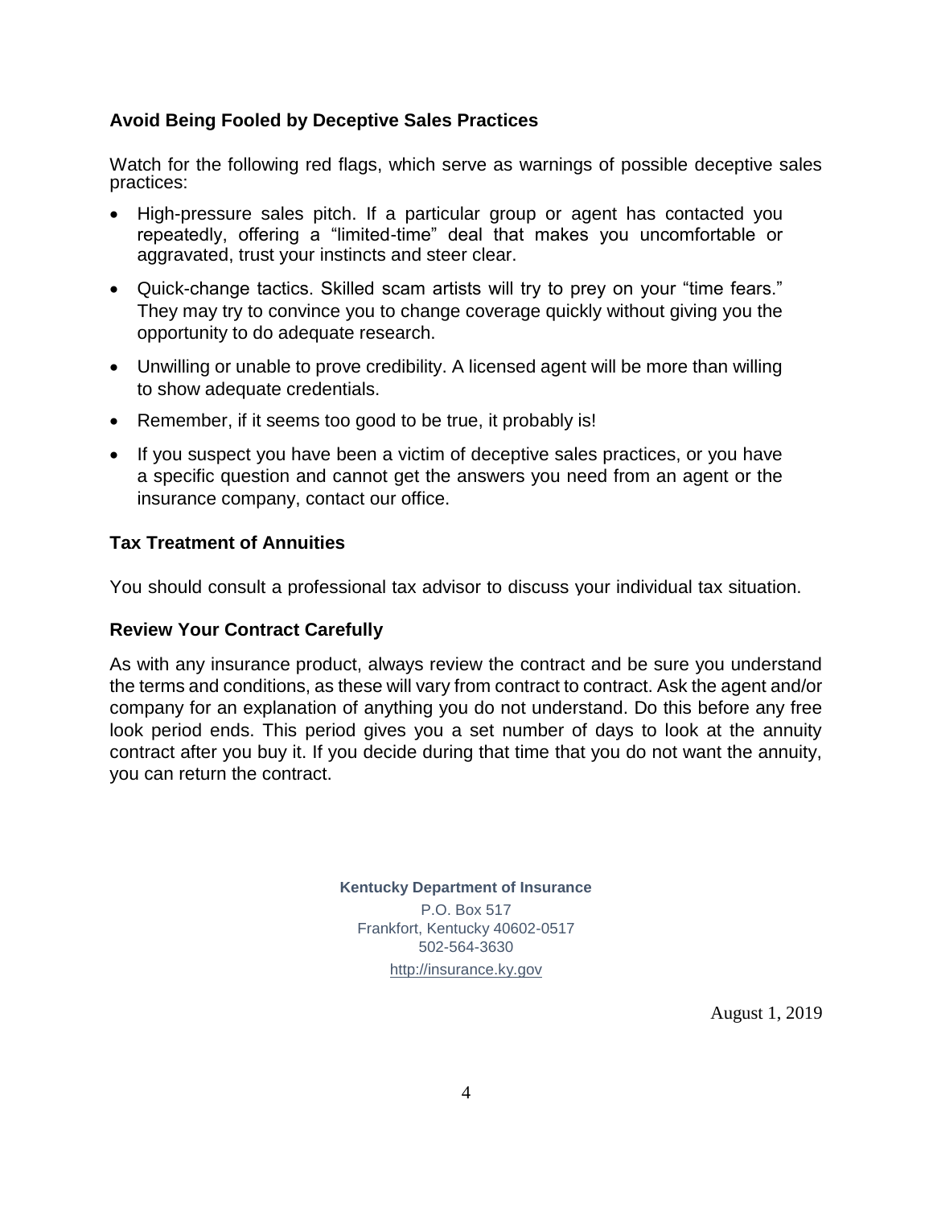### Avoid Being Fooled by Deceptive Sales Practices

Watch for the following red flags, which serve as warnings of possible deceptive sales practices:

- High-pressure sales pitch. If a particular group or agent has contacted you repeatedly, offering a "limited-time" deal that makes you uncomfortable or aggravated, trust your instincts and steer clear.
- Quick-change tactics. Skilled scam artists will try to prey on your "time fears." They may try to convince you to change coverage quickly without giving you the opportunity to do adequate research.
- Unwilling or unable to prove credibility. A licensed agent will be more than willing to show adequate credentials.
- Remember, if it seems too good to be true, it probably is!
- If you suspect you have been a victim of deceptive sales practices, or you have a specific question and cannot get the answers you need from an agent or the insurance company, contact our office.

### Tax Treatment of Annuities

You should consult a professional tax advisor to discuss your individual tax situation.

### Review Your Contract Carefully

As with any insurance product, always review the contract and be sure you understand the terms and conditions, as these will vary from contract to contract. Ask the agent and/or company for an explanation of anything you do not understand. Do this before any free look period ends. This period gives you a set number of days to look at the annuity contract after you buy it. If you decide during that time that you do not want the annuity, you can return the contract.

**Kentucky Department of Insurance**
P.O. Box 517
Frankfort, Kentucky 40602-0517
502-564-3630
http://insurance.ky.gov

August 1, 2019